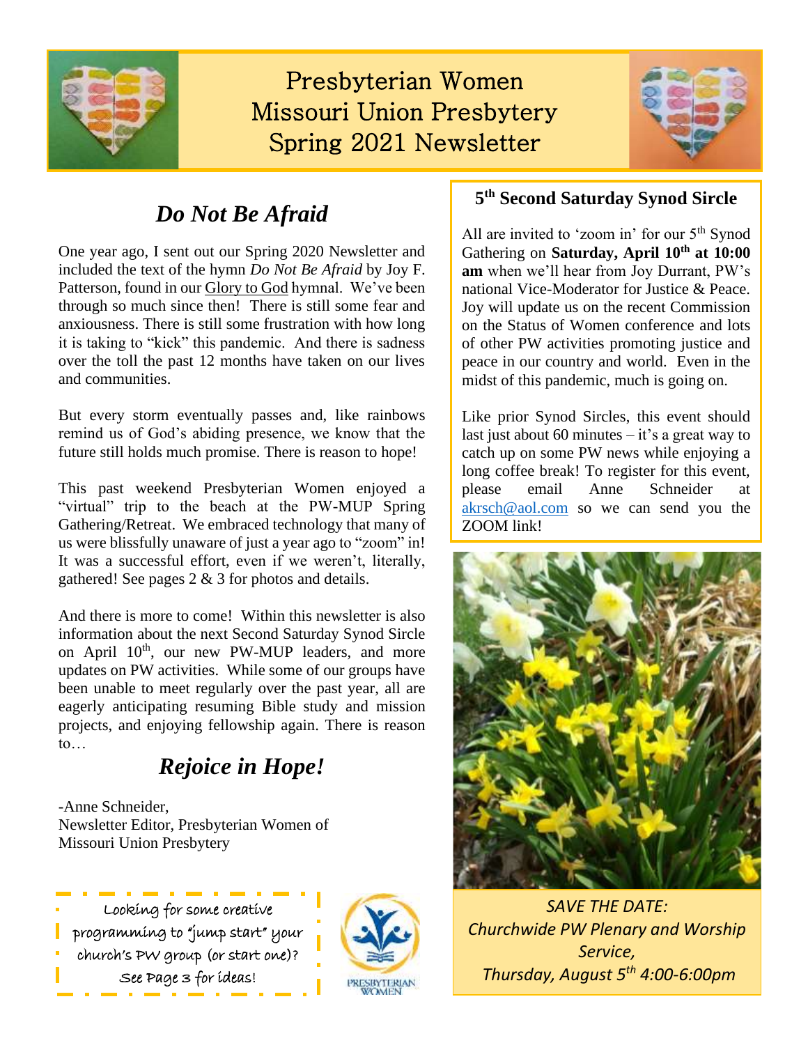# Presbyterian Women Missouri Union Presbytery Spring 2021 Newsletter

## *Do Not Be Afraid*

One year ago, I sent out our Spring 2020 Newsletter and included the text of the hymn *Do Not Be Afraid* by Joy F. Patterson, found in our Glory to God hymnal. We've been through so much since then! There is still some fear and anxiousness. There is still some frustration with how long it is taking to "kick" this pandemic. And there is sadness over the toll the past 12 months have taken on our lives and communities.

But every storm eventually passes and, like rainbows remind us of God's abiding presence, we know that the future still holds much promise. There is reason to hope!

This past weekend Presbyterian Women enjoyed a "virtual" trip to the beach at the PW-MUP Spring Gathering/Retreat. We embraced technology that many of us were blissfully unaware of just a year ago to "zoom" in! It was a successful effort, even if we weren't, literally, gathered! See pages 2 & 3 for photos and details.

And there is more to come! Within this newsletter is also information about the next Second Saturday Synod Sircle on April 10th, our new PW-MUP leaders, and more updates on PW activities. While some of our groups have been unable to meet regularly over the past year, all are eagerly anticipating resuming Bible study and mission projects, and enjoying fellowship again. There is reason to…

## *Rejoice in Hope!*

-Anne Schneider,
Newsletter Editor, Presbyterian Women of Missouri Union Presbytery

Looking for some creative programming to "jump start" your church's PW group (or start one)? See Page 3 for ideas!

### 5th Second Saturday Synod Sircle

All are invited to 'zoom in' for our 5th Synod Gathering on **Saturday, April 10th at 10:00 am** when we'll hear from Joy Durrant, PW's national Vice-Moderator for Justice & Peace. Joy will update us on the recent Commission on the Status of Women conference and lots of other PW activities promoting justice and peace in our country and world. Even in the midst of this pandemic, much is going on.

Like prior Synod Sircles, this event should last just about 60 minutes – it's a great way to catch up on some PW news while enjoying a long coffee break! To register for this event, please email Anne Schneider at akrsch@aol.com so we can send you the ZOOM link!

*SAVE THE DATE: Churchwide PW Plenary and Worship Service, Thursday, August 5th 4:00-6:00pm*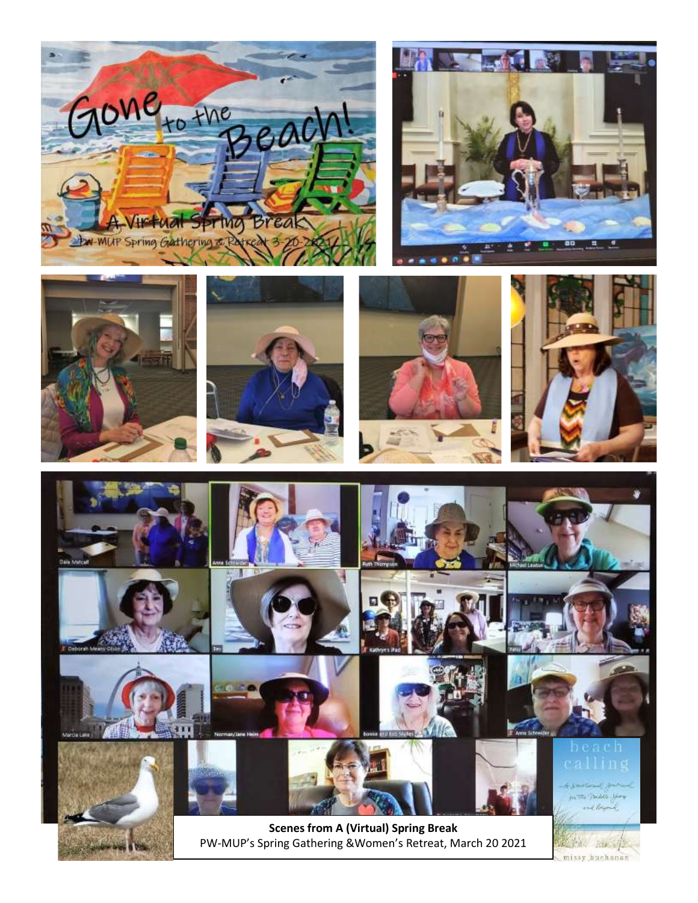**Scenes from A (Virtual) Spring Break**
PW-MUP's Spring Gathering &Women's Retreat, March 20 2021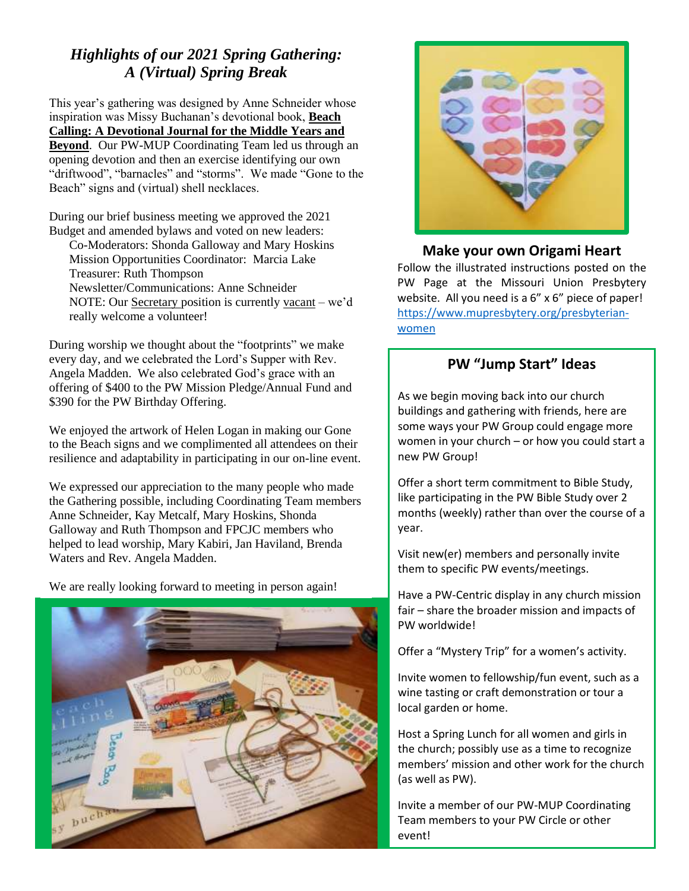## *Highlights of our 2021 Spring Gathering: A (Virtual) Spring Break*

This year's gathering was designed by Anne Schneider whose inspiration was Missy Buchanan's devotional book, **Beach Calling: A Devotional Journal for the Middle Years and Beyond**. Our PW-MUP Coordinating Team led us through an opening devotion and then an exercise identifying our own "driftwood", "barnacles" and "storms". We made "Gone to the Beach" signs and (virtual) shell necklaces.

During our brief business meeting we approved the 2021 Budget and amended bylaws and voted on new leaders:

Co-Moderators: Shonda Galloway and Mary Hoskins
Mission Opportunities Coordinator: Marcia Lake
Treasurer: Ruth Thompson
Newsletter/Communications: Anne Schneider
NOTE: Our Secretary position is currently vacant – we'd really welcome a volunteer!

During worship we thought about the "footprints" we make every day, and we celebrated the Lord's Supper with Rev. Angela Madden. We also celebrated God's grace with an offering of $400 to the PW Mission Pledge/Annual Fund and $390 for the PW Birthday Offering.

We enjoyed the artwork of Helen Logan in making our Gone to the Beach signs and we complimented all attendees on their resilience and adaptability in participating in our on-line event.

We expressed our appreciation to the many people who made the Gathering possible, including Coordinating Team members Anne Schneider, Kay Metcalf, Mary Hoskins, Shonda Galloway and Ruth Thompson and FPCJC members who helped to lead worship, Mary Kabiri, Jan Haviland, Brenda Waters and Rev. Angela Madden.

We are really looking forward to meeting in person again!

### Make your own Origami Heart

Follow the illustrated instructions posted on the PW Page at the Missouri Union Presbytery website. All you need is a 6" x 6" piece of paper! https://www.mupresbytery.org/presbyterian-women

### PW "Jump Start" Ideas

As we begin moving back into our church buildings and gathering with friends, here are some ways your PW Group could engage more women in your church – or how you could start a new PW Group!

Offer a short term commitment to Bible Study, like participating in the PW Bible Study over 2 months (weekly) rather than over the course of a year.

Visit new(er) members and personally invite them to specific PW events/meetings.

Have a PW-Centric display in any church mission fair – share the broader mission and impacts of PW worldwide!

Offer a "Mystery Trip" for a women's activity.

Invite women to fellowship/fun event, such as a wine tasting or craft demonstration or tour a local garden or home.

Host a Spring Lunch for all women and girls in the church; possibly use as a time to recognize members' mission and other work for the church (as well as PW).

Invite a member of our PW-MUP Coordinating Team members to your PW Circle or other event!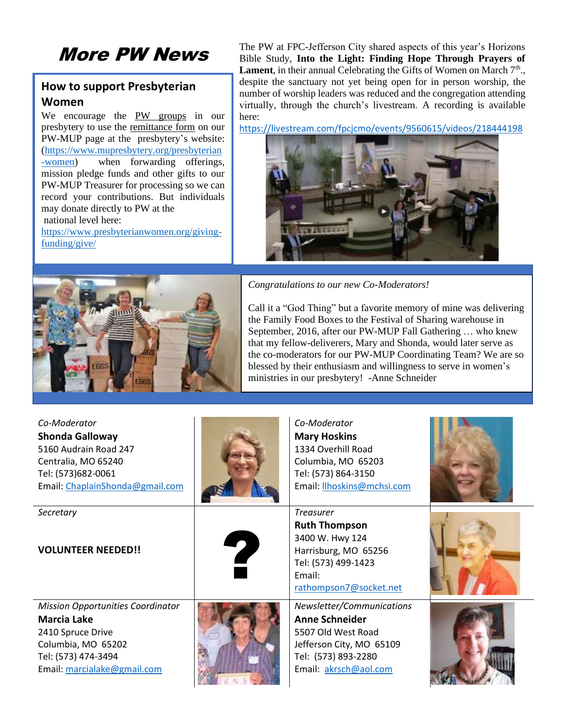# More PW News

## How to support Presbyterian Women

We encourage the PW groups in our presbytery to use the remittance form on our PW-MUP page at the presbytery's website: (https://www.mupresbytery.org/presbyterian-women) when forwarding offerings, mission pledge funds and other gifts to our PW-MUP Treasurer for processing so we can record your contributions. But individuals may donate directly to PW at the national level here: https://www.presbyterianwomen.org/giving-funding/give/

The PW at FPC-Jefferson City shared aspects of this year's Horizons Bible Study, **Into the Light: Finding Hope Through Prayers of Lament**, in their annual Celebrating the Gifts of Women on March 7th., despite the sanctuary not yet being open for in person worship, the number of worship leaders was reduced and the congregation attending virtually, through the church's livestream. A recording is available here: https://livestream.com/fpcjcmo/events/9560615/videos/218444198

*Congratulations to our new Co-Moderators!*

Call it a "God Thing" but a favorite memory of mine was delivering the Family Food Boxes to the Festival of Sharing warehouse in September, 2016, after our PW-MUP Fall Gathering … who knew that my fellow-deliverers, Mary and Shonda, would later serve as the co-moderators for our PW-MUP Coordinating Team? We are so blessed by their enthusiasm and willingness to serve in women's ministries in our presbytery! -Anne Schneider

*Co-Moderator*
**Shonda Galloway**
5160 Audrain Road 247
Centralia, MO 65240
Tel: (573)682-0061
Email: ChaplainShonda@gmail.com

*Co-Moderator*
**Mary Hoskins**
1334 Overhill Road
Columbia, MO 65203
Tel: (573) 864-3150
Email: llhoskins@mchsi.com

*Secretary*

**VOLUNTEER NEEDED!!**

*Treasurer*
**Ruth Thompson**
3400 W. Hwy 124
Harrisburg, MO 65256
Tel: (573) 499-1423
Email: rathompson7@socket.net

*Mission Opportunities Coordinator*
**Marcia Lake**
2410 Spruce Drive
Columbia, MO 65202
Tel: (573) 474-3494
Email: marcialake@gmail.com

*Newsletter/Communications*
**Anne Schneider**
5507 Old West Road
Jefferson City, MO 65109
Tel: (573) 893-2280
Email: akrsch@aol.com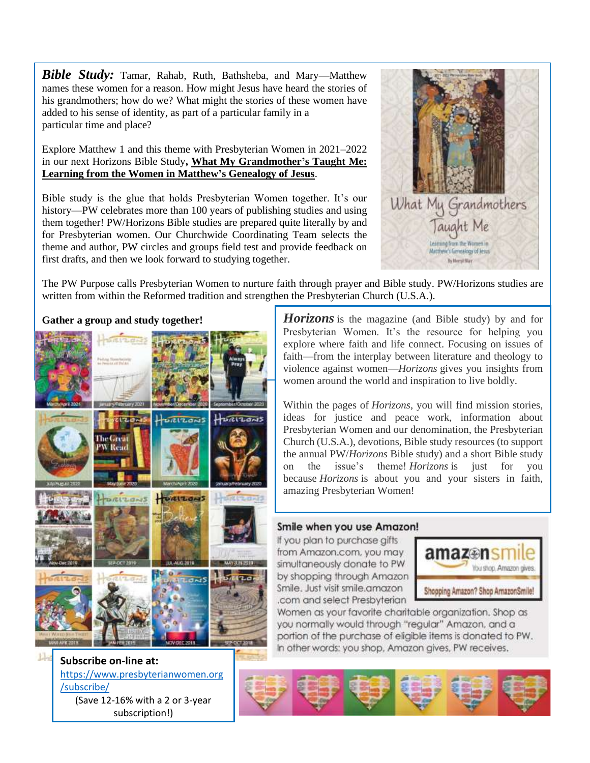***Bible Study:*** Tamar, Rahab, Ruth, Bathsheba, and Mary—Matthew names these women for a reason. How might Jesus have heard the stories of his grandmothers; how do we? What might the stories of these women have added to his sense of identity, as part of a particular family in a particular time and place?

Explore Matthew 1 and this theme with Presbyterian Women in 2021–2022 in our next Horizons Bible Study**, What My Grandmother's Taught Me: Learning from the Women in Matthew's Genealogy of Jesus**.

Bible study is the glue that holds Presbyterian Women together. It's our history—PW celebrates more than 100 years of publishing studies and using them together! PW/Horizons Bible studies are prepared quite literally by and for Presbyterian women. Our Churchwide Coordinating Team selects the theme and author, PW circles and groups field test and provide feedback on first drafts, and then we look forward to studying together.

The PW Purpose calls Presbyterian Women to nurture faith through prayer and Bible study. PW/Horizons studies are written from within the Reformed tradition and strengthen the Presbyterian Church (U.S.A.).

**Gather a group and study together!**

**Subscribe on-line at:**
https://www.presbyterianwomen.org/subscribe/
(Save 12-16% with a 2 or 3-year subscription!)

***Horizons*** is the magazine (and Bible study) by and for Presbyterian Women. It's the resource for helping you explore where faith and life connect. Focusing on issues of faith—from the interplay between literature and theology to violence against women—*Horizons* gives you insights from women around the world and inspiration to live boldly.

Within the pages of *Horizons*, you will find mission stories, ideas for justice and peace work, information about Presbyterian Women and our denomination, the Presbyterian Church (U.S.A.), devotions, Bible study resources (to support the annual PW/*Horizons* Bible study) and a short Bible study on the issue's theme! *Horizons* is just for you because *Horizons* is about you and your sisters in faith, amazing Presbyterian Women!

**Smile when you use Amazon!**

If you plan to purchase gifts from Amazon.com, you may simultaneously donate to PW by shopping through Amazon Smile. Just visit smile.amazon.com and select Presbyterian Women as your favorite charitable organization. Shop as you normally would through "regular" Amazon, and a portion of the purchase of eligible items is donated to PW. In other words: you shop, Amazon gives, PW receives.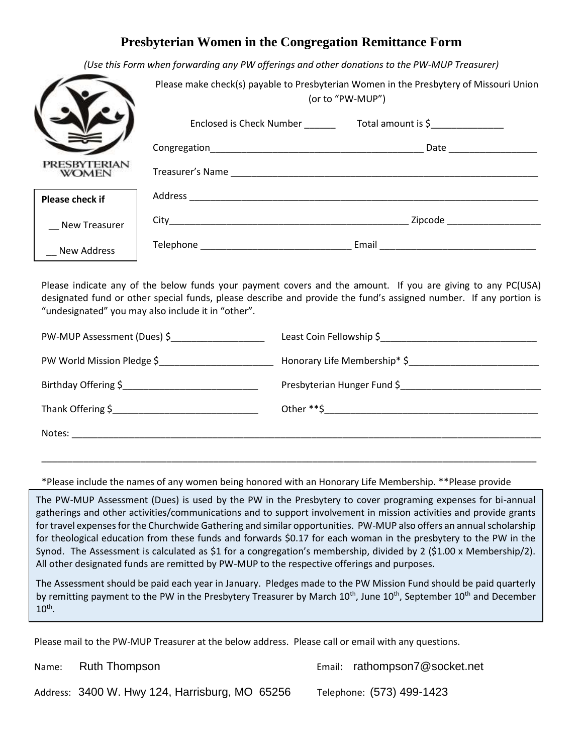# Presbyterian Women in the Congregation Remittance Form

*(Use this Form when forwarding any PW offerings and other donations to the PW-MUP Treasurer)*

PRESBYTERIAN WOMEN

Please make check(s) payable to Presbyterian Women in the Presbytery of Missouri Union (or to "PW-MUP")

Enclosed is Check Number ______ Total amount is $______________

Congregation_________________________________________ Date _________________

Treasurer's Name _____________________________________________________________

Address ______________________________________________________________________

City_______________________________________________ Zipcode __________________

Telephone _____________________________ Email ______________________________

**Please check if**

__ New Treasurer

__ New Address

Please indicate any of the below funds your payment covers and the amount. If you are giving to any PC(USA) designated fund or other special funds, please describe and provide the fund's assigned number. If any portion is "undesignated" you may also include it in "other".

PW-MUP Assessment (Dues) $__________________ Least Coin Fellowship $______________________________

PW World Mission Pledge $______________________ Honorary Life Membership* $_________________________

Birthday Offering $__________________________ Presbyterian Hunger Fund $___________________________

Thank Offering $____________________________ Other **$_________________________________________

Notes: ____________________________________________________________________________________________

___________________________________________________________________________________________________

*Please include the names of any women being honored with an Honorary Life Membership. **Please provide

The PW-MUP Assessment (Dues) is used by the PW in the Presbytery to cover programing expenses for bi-annual gatherings and other activities/communications and to support involvement in mission activities and provide grants for travel expenses for the Churchwide Gathering and similar opportunities. PW-MUP also offers an annual scholarship for theological education from these funds and forwards $0.17 for each woman in the presbytery to the PW in the Synod. The Assessment is calculated as $1 for a congregation's membership, divided by 2 ($1.00 x Membership/2). All other designated funds are remitted by PW-MUP to the respective offerings and purposes.

The Assessment should be paid each year in January. Pledges made to the PW Mission Fund should be paid quarterly by remitting payment to the PW in the Presbytery Treasurer by March 10th, June 10th, September 10th and December 10th.

Please mail to the PW-MUP Treasurer at the below address. Please call or email with any questions.

Name: Ruth Thompson

Email: rathompson7@socket.net

Address: 3400 W. Hwy 124, Harrisburg, MO 65256

Telephone: (573) 499-1423